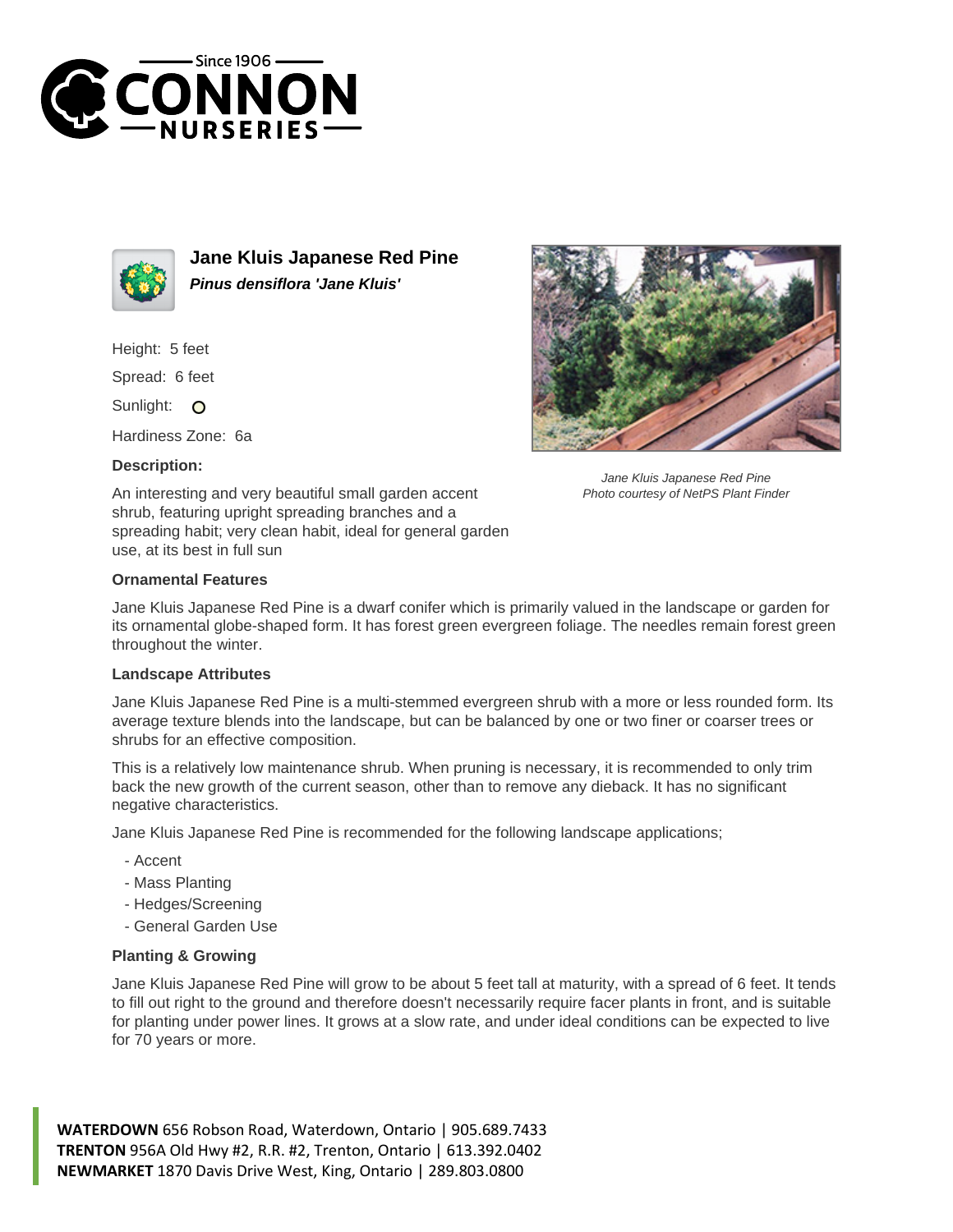# Jane Kluis Japanese Red Pine

***Pinus densiflora 'Jane Kluis'***

Height: 5 feet

Spread: 6 feet

Sunlight: O

Hardiness Zone: 6a

### Description:

An interesting and very beautiful small garden accent shrub, featuring upright spreading branches and a spreading habit; very clean habit, ideal for general garden use, at its best in full sun

*Jane Kluis Japanese Red Pine*
*Photo courtesy of NetPS Plant Finder*

### Ornamental Features

Jane Kluis Japanese Red Pine is a dwarf conifer which is primarily valued in the landscape or garden for its ornamental globe-shaped form. It has forest green evergreen foliage. The needles remain forest green throughout the winter.

### Landscape Attributes

Jane Kluis Japanese Red Pine is a multi-stemmed evergreen shrub with a more or less rounded form. Its average texture blends into the landscape, but can be balanced by one or two finer or coarser trees or shrubs for an effective composition.

This is a relatively low maintenance shrub. When pruning is necessary, it is recommended to only trim back the new growth of the current season, other than to remove any dieback. It has no significant negative characteristics.

Jane Kluis Japanese Red Pine is recommended for the following landscape applications;

- Accent
- Mass Planting
- Hedges/Screening
- General Garden Use

### Planting & Growing

Jane Kluis Japanese Red Pine will grow to be about 5 feet tall at maturity, with a spread of 6 feet. It tends to fill out right to the ground and therefore doesn't necessarily require facer plants in front, and is suitable for planting under power lines. It grows at a slow rate, and under ideal conditions can be expected to live for 70 years or more.

**WATERDOWN** 656 Robson Road, Waterdown, Ontario | 905.689.7433
**TRENTON** 956A Old Hwy #2, R.R. #2, Trenton, Ontario | 613.392.0402
**NEWMARKET** 1870 Davis Drive West, King, Ontario | 289.803.0800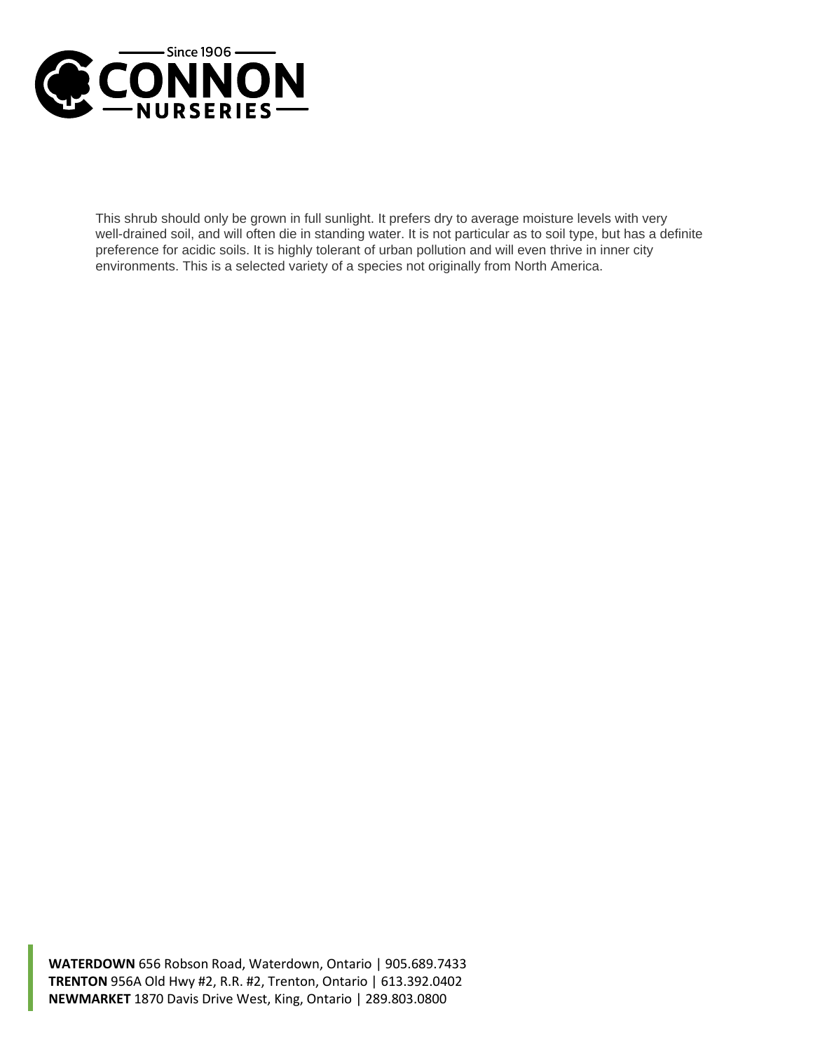This shrub should only be grown in full sunlight. It prefers dry to average moisture levels with very well-drained soil, and will often die in standing water. It is not particular as to soil type, but has a definite preference for acidic soils. It is highly tolerant of urban pollution and will even thrive in inner city environments. This is a selected variety of a species not originally from North America.

**WATERDOWN** 656 Robson Road, Waterdown, Ontario | 905.689.7433
**TRENTON** 956A Old Hwy #2, R.R. #2, Trenton, Ontario | 613.392.0402
**NEWMARKET** 1870 Davis Drive West, King, Ontario | 289.803.0800